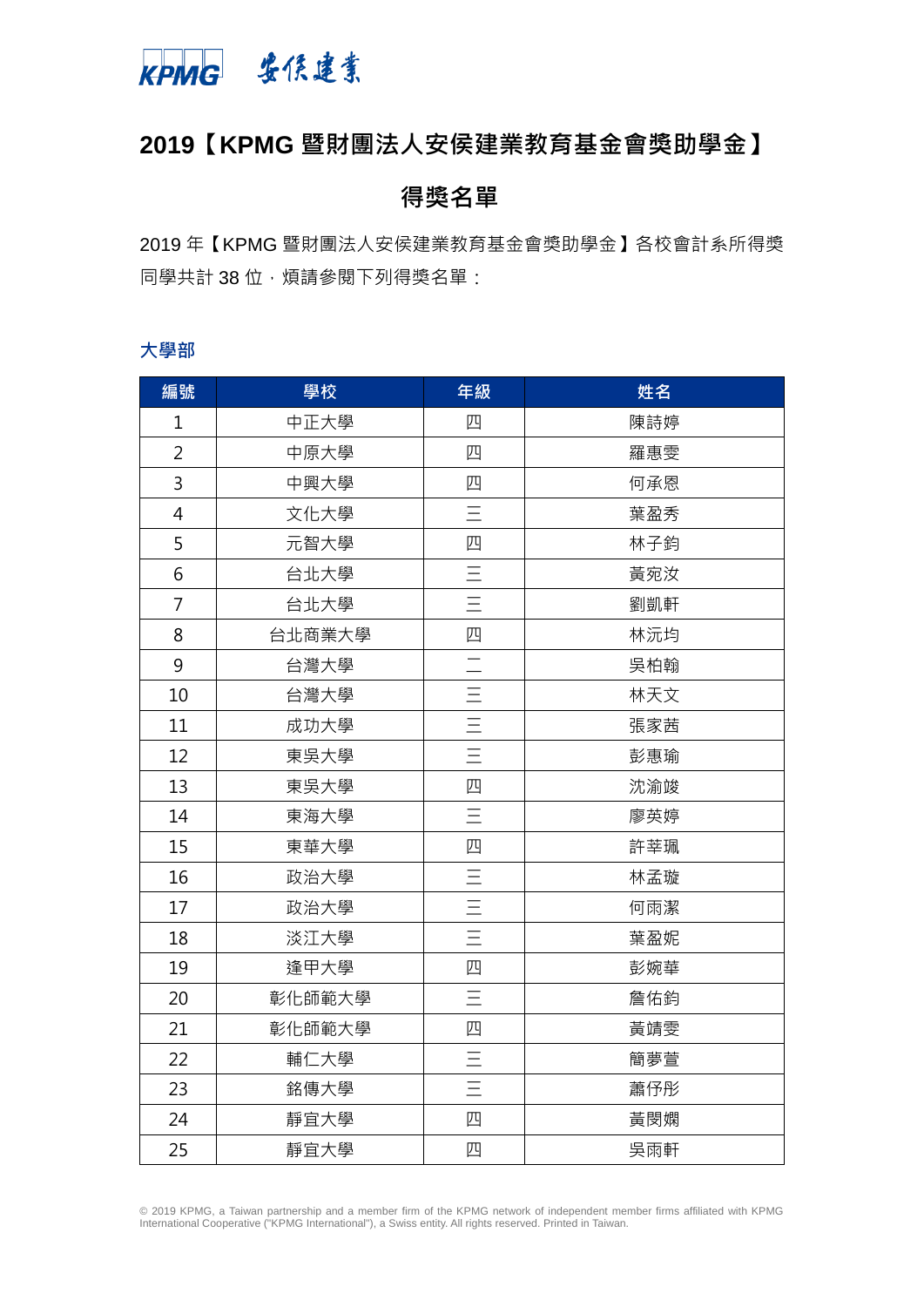# 2019【KPMG 暨財團法人安侯建業教育基金會獎助學金】

## 得獎名單

2019 年【KPMG 暨財團法人安侯建業教育基金會獎助學金】各校會計系所得獎同學共計 38 位，煩請參閱下列得獎名單：

### 大學部

| 編號 | 學校 | 年級 | 姓名 |
|---|---|---|---|
| 1 | 中正大學 | 四 | 陳詩婷 |
| 2 | 中原大學 | 四 | 羅惠雯 |
| 3 | 中興大學 | 四 | 何承恩 |
| 4 | 文化大學 | 三 | 葉盈秀 |
| 5 | 元智大學 | 四 | 林子鈞 |
| 6 | 台北大學 | 三 | 黃宛汝 |
| 7 | 台北大學 | 三 | 劉凱軒 |
| 8 | 台北商業大學 | 四 | 林沅均 |
| 9 | 台灣大學 | 二 | 吳柏翰 |
| 10 | 台灣大學 | 三 | 林天文 |
| 11 | 成功大學 | 三 | 張家茜 |
| 12 | 東吳大學 | 三 | 彭惠瑜 |
| 13 | 東吳大學 | 四 | 沈渝竣 |
| 14 | 東海大學 | 三 | 廖英婷 |
| 15 | 東華大學 | 四 | 許莘珮 |
| 16 | 政治大學 | 三 | 林孟璇 |
| 17 | 政治大學 | 三 | 何雨潔 |
| 18 | 淡江大學 | 三 | 葉盈妮 |
| 19 | 逢甲大學 | 四 | 彭婉華 |
| 20 | 彰化師範大學 | 三 | 詹佑鈞 |
| 21 | 彰化師範大學 | 四 | 黃靖雯 |
| 22 | 輔仁大學 | 三 | 簡夢萱 |
| 23 | 銘傳大學 | 三 | 蕭伃彤 |
| 24 | 靜宜大學 | 四 | 黃閔嫻 |
| 25 | 靜宜大學 | 四 | 吳雨軒 |

© 2019 KPMG, a Taiwan partnership and a member firm of the KPMG network of independent member firms affiliated with KPMG International Cooperative ("KPMG International"), a Swiss entity. All rights reserved. Printed in Taiwan.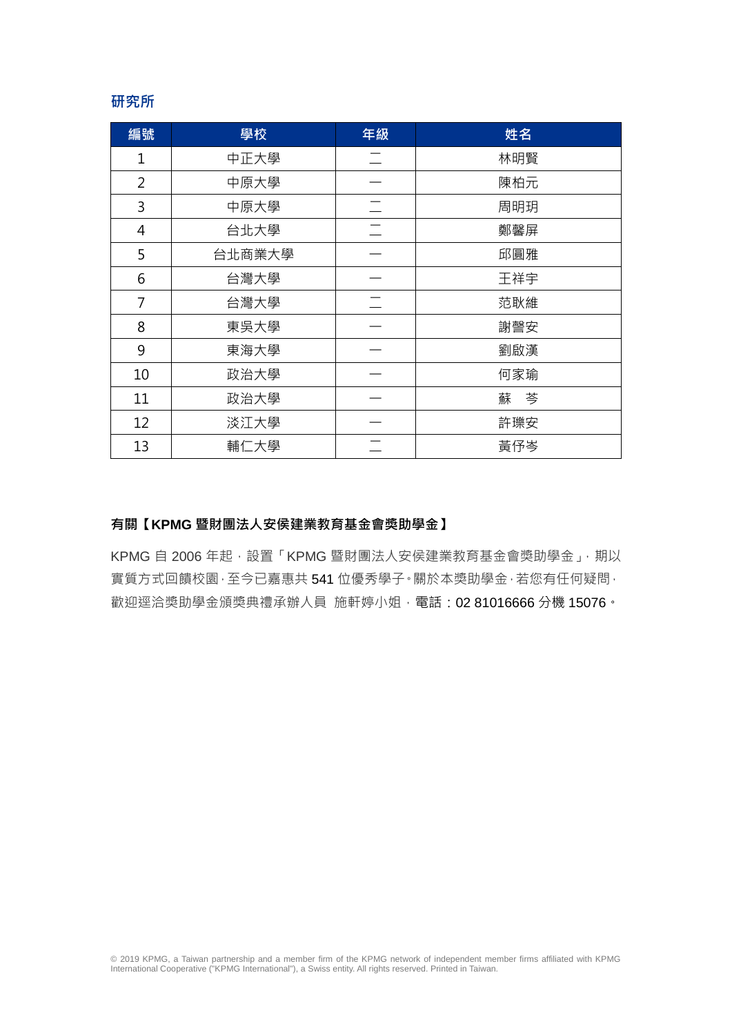### 研究所

| 編號 | 學校 | 年級 | 姓名 |
|---|---|---|---|
| 1 | 中正大學 | 二 | 林明賢 |
| 2 | 中原大學 | 一 | 陳柏元 |
| 3 | 中原大學 | 二 | 周明玥 |
| 4 | 台北大學 | 二 | 鄭馨屏 |
| 5 | 台北商業大學 | 一 | 邱圓雅 |
| 6 | 台灣大學 | 一 | 王祥宇 |
| 7 | 台灣大學 | 二 | 范耿維 |
| 8 | 東吳大學 | 一 | 謝謦安 |
| 9 | 東海大學 | 一 | 劉啟漢 |
| 10 | 政治大學 | 一 | 何家瑜 |
| 11 | 政治大學 | 一 | 蘇　芩 |
| 12 | 淡江大學 | 一 | 許瓅安 |
| 13 | 輔仁大學 | 二 | 黃伃岑 |

**有關【KPMG 暨財團法人安侯建業教育基金會獎助學金】**

KPMG 自 2006 年起，設置「KPMG 暨財團法人安侯建業教育基金會獎助學金」，期以實質方式回饋校園，至今已嘉惠共 541 位優秀學子。關於本獎助學金，若您有任何疑問，歡迎逕洽獎助學金頒獎典禮承辦人員 施軒婷小姐，電話：02 81016666 分機 15076。

© 2019 KPMG, a Taiwan partnership and a member firm of the KPMG network of independent member firms affiliated with KPMG International Cooperative ("KPMG International"), a Swiss entity. All rights reserved. Printed in Taiwan.